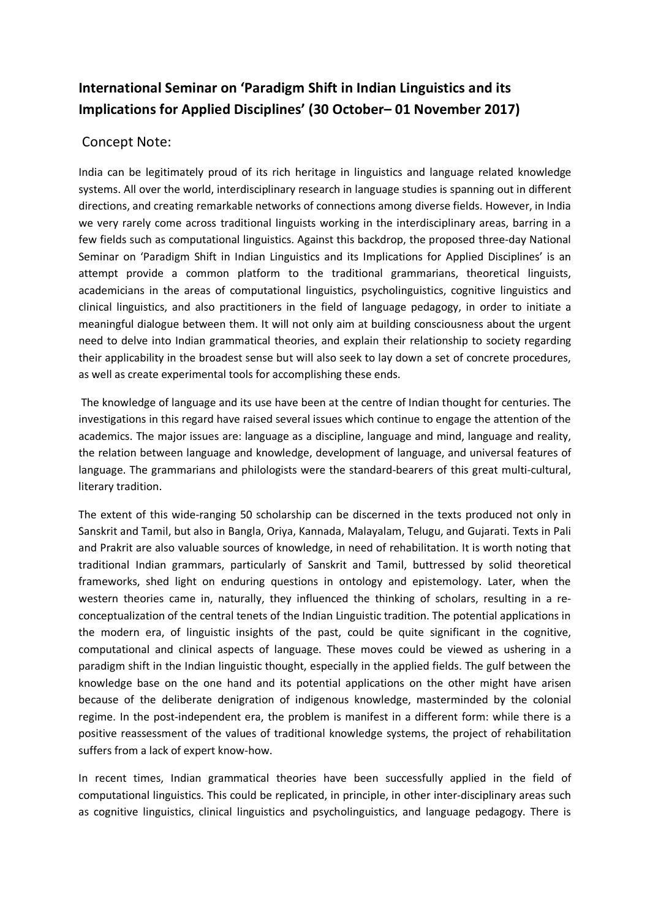## International Seminar on 'Paradigm Shift in Indian Linguistics and its Implications for Applied Disciplines' (30 October– 01 November 2017)

### Concept Note:

India can be legitimately proud of its rich heritage in linguistics and language related knowledge systems. All over the world, interdisciplinary research in language studies is spanning out in different directions, and creating remarkable networks of connections among diverse fields. However, in India we very rarely come across traditional linguists working in the interdisciplinary areas, barring in a few fields such as computational linguistics. Against this backdrop, the proposed three-day National Seminar on 'Paradigm Shift in Indian Linguistics and its Implications for Applied Disciplines' is an attempt provide a common platform to the traditional grammarians, theoretical linguists, academicians in the areas of computational linguistics, psycholinguistics, cognitive linguistics and clinical linguistics, and also practitioners in the field of language pedagogy, in order to initiate a meaningful dialogue between them. It will not only aim at building consciousness about the urgent need to delve into Indian grammatical theories, and explain their relationship to society regarding their applicability in the broadest sense but will also seek to lay down a set of concrete procedures, as well as create experimental tools for accomplishing these ends.

The knowledge of language and its use have been at the centre of Indian thought for centuries. The investigations in this regard have raised several issues which continue to engage the attention of the academics. The major issues are: language as a discipline, language and mind, language and reality, the relation between language and knowledge, development of language, and universal features of language. The grammarians and philologists were the standard-bearers of this great multi-cultural, literary tradition.

The extent of this wide-ranging 50 scholarship can be discerned in the texts produced not only in Sanskrit and Tamil, but also in Bangla, Oriya, Kannada, Malayalam, Telugu, and Gujarati. Texts in Pali and Prakrit are also valuable sources of knowledge, in need of rehabilitation. It is worth noting that traditional Indian grammars, particularly of Sanskrit and Tamil, buttressed by solid theoretical frameworks, shed light on enduring questions in ontology and epistemology. Later, when the western theories came in, naturally, they influenced the thinking of scholars, resulting in a re-conceptualization of the central tenets of the Indian Linguistic tradition. The potential applications in the modern era, of linguistic insights of the past, could be quite significant in the cognitive, computational and clinical aspects of language. These moves could be viewed as ushering in a paradigm shift in the Indian linguistic thought, especially in the applied fields. The gulf between the knowledge base on the one hand and its potential applications on the other might have arisen because of the deliberate denigration of indigenous knowledge, masterminded by the colonial regime. In the post-independent era, the problem is manifest in a different form: while there is a positive reassessment of the values of traditional knowledge systems, the project of rehabilitation suffers from a lack of expert know-how.

In recent times, Indian grammatical theories have been successfully applied in the field of computational linguistics. This could be replicated, in principle, in other inter-disciplinary areas such as cognitive linguistics, clinical linguistics and psycholinguistics, and language pedagogy. There is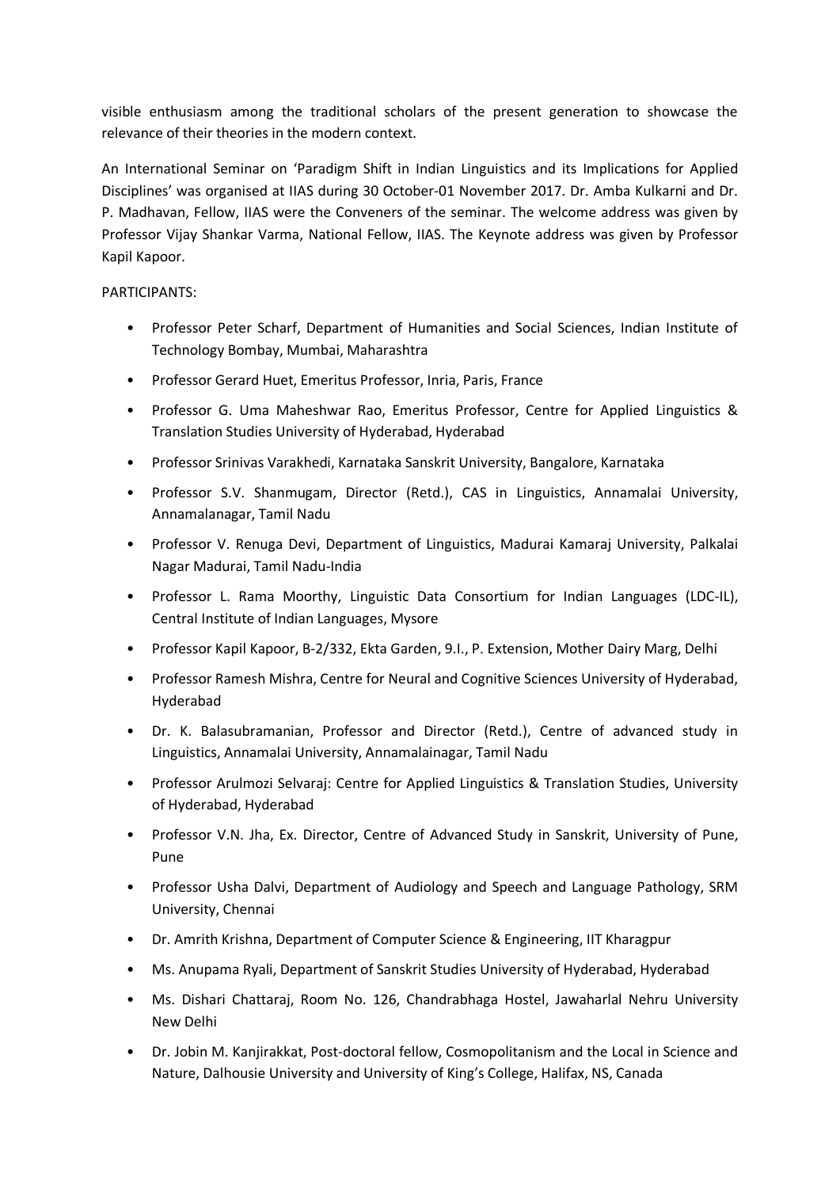visible enthusiasm among the traditional scholars of the present generation to showcase the relevance of their theories in the modern context.

An International Seminar on 'Paradigm Shift in Indian Linguistics and its Implications for Applied Disciplines' was organised at IIAS during 30 October-01 November 2017. Dr. Amba Kulkarni and Dr. P. Madhavan, Fellow, IIAS were the Conveners of the seminar. The welcome address was given by Professor Vijay Shankar Varma, National Fellow, IIAS. The Keynote address was given by Professor Kapil Kapoor.

PARTICIPANTS:

- Professor Peter Scharf, Department of Humanities and Social Sciences, Indian Institute of Technology Bombay, Mumbai, Maharashtra
- Professor Gerard Huet, Emeritus Professor, Inria, Paris, France
- Professor G. Uma Maheshwar Rao, Emeritus Professor, Centre for Applied Linguistics & Translation Studies University of Hyderabad, Hyderabad
- Professor Srinivas Varakhedi, Karnataka Sanskrit University, Bangalore, Karnataka
- Professor S.V. Shanmugam, Director (Retd.), CAS in Linguistics, Annamalai University, Annamalanagar, Tamil Nadu
- Professor V. Renuga Devi, Department of Linguistics, Madurai Kamaraj University, Palkalai Nagar Madurai, Tamil Nadu-India
- Professor L. Rama Moorthy, Linguistic Data Consortium for Indian Languages (LDC-IL), Central Institute of Indian Languages, Mysore
- Professor Kapil Kapoor, B-2/332, Ekta Garden, 9.I., P. Extension, Mother Dairy Marg, Delhi
- Professor Ramesh Mishra, Centre for Neural and Cognitive Sciences University of Hyderabad, Hyderabad
- Dr. K. Balasubramanian, Professor and Director (Retd.), Centre of advanced study in Linguistics, Annamalai University, Annamalainagar, Tamil Nadu
- Professor Arulmozi Selvaraj: Centre for Applied Linguistics & Translation Studies, University of Hyderabad, Hyderabad
- Professor V.N. Jha, Ex. Director, Centre of Advanced Study in Sanskrit, University of Pune, Pune
- Professor Usha Dalvi, Department of Audiology and Speech and Language Pathology, SRM University, Chennai
- Dr. Amrith Krishna, Department of Computer Science & Engineering, IIT Kharagpur
- Ms. Anupama Ryali, Department of Sanskrit Studies University of Hyderabad, Hyderabad
- Ms. Dishari Chattaraj, Room No. 126, Chandrabhaga Hostel, Jawaharlal Nehru University New Delhi
- Dr. Jobin M. Kanjirakkat, Post-doctoral fellow, Cosmopolitanism and the Local in Science and Nature, Dalhousie University and University of King's College, Halifax, NS, Canada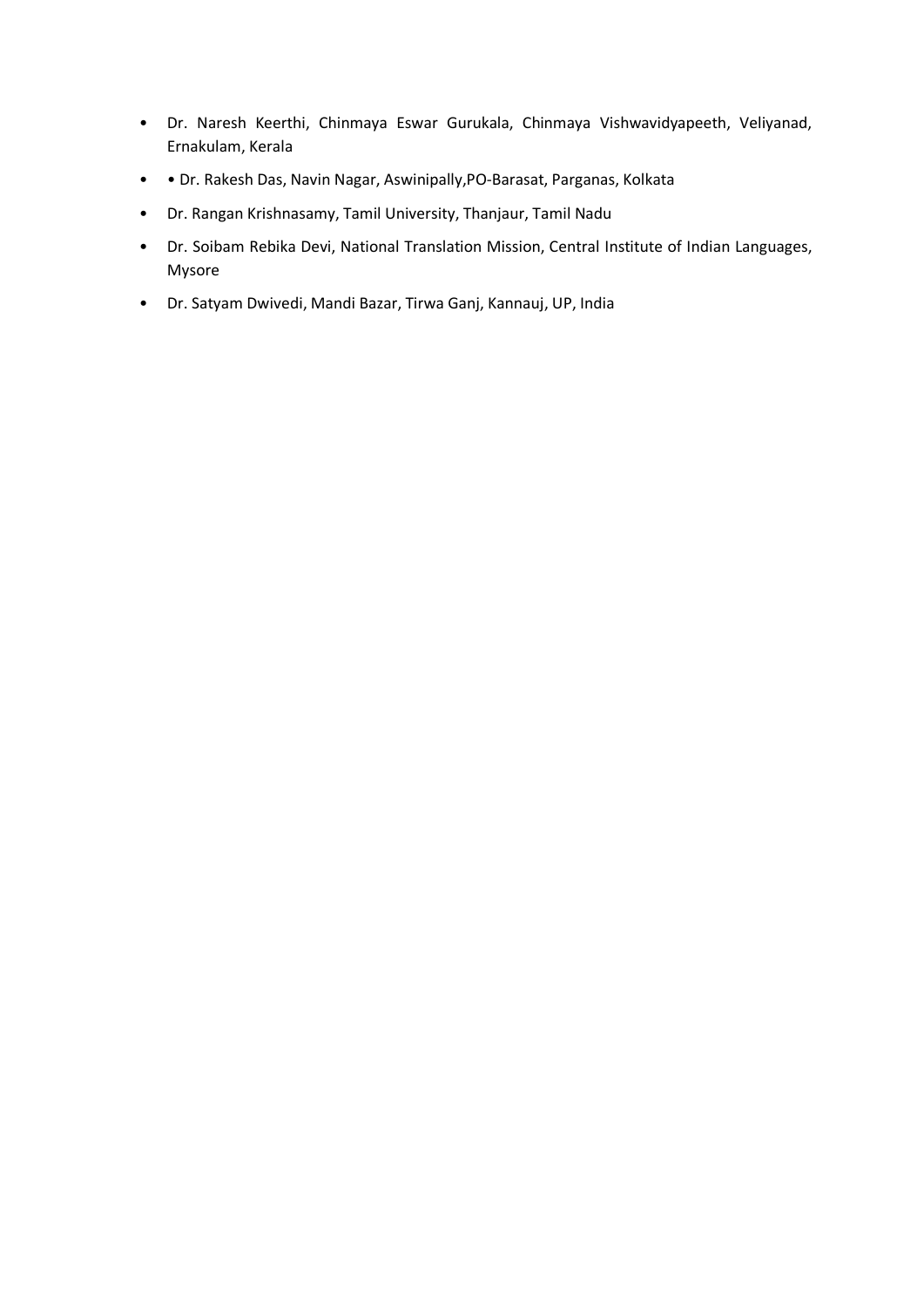- Dr. Naresh Keerthi, Chinmaya Eswar Gurukala, Chinmaya Vishwavidyapeeth, Veliyanad, Ernakulam, Kerala
- • Dr. Rakesh Das, Navin Nagar, Aswinipally,PO-Barasat, Parganas, Kolkata
- Dr. Rangan Krishnasamy, Tamil University, Thanjaur, Tamil Nadu
- Dr. Soibam Rebika Devi, National Translation Mission, Central Institute of Indian Languages, Mysore
- Dr. Satyam Dwivedi, Mandi Bazar, Tirwa Ganj, Kannauj, UP, India